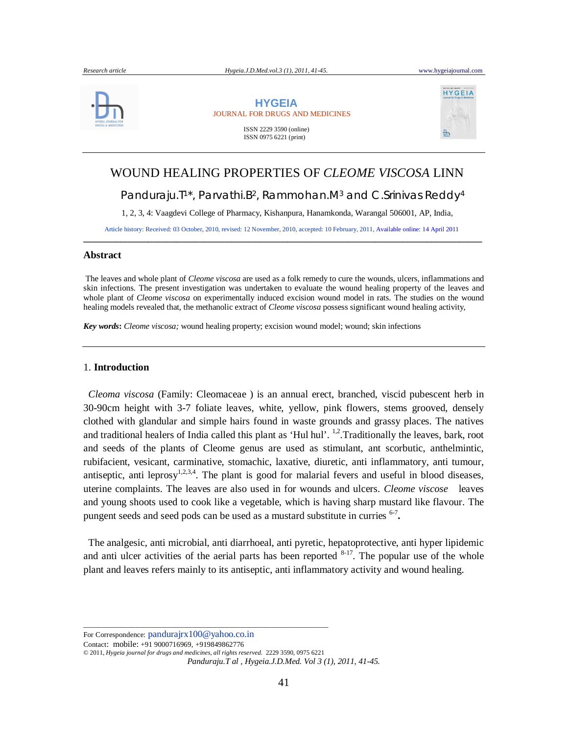HYGEIA

JOURNAL FOR DRUGS AND MEDICINES

ISSN 2229 3590 (online)
ISSN 0975 6221 (print)

# WOUND HEALING PROPERTIES OF *CLEOME VISCOSA* LINN

Panduraju.T[1]*, Parvathi.B[2], Rammohan.M[3] and C.Srinivas Reddy[4]

1, 2, 3, 4: Vaagdevi College of Pharmacy, Kishanpura, Hanamkonda, Warangal 506001, AP, India,

Article history: Received: 03 October, 2010, revised: 12 November, 2010, accepted: 10 February, 2011, Available online: 14 April 2011

## Abstract

The leaves and whole plant of *Cleome viscosa* are used as a folk remedy to cure the wounds, ulcers, inflammations and skin infections. The present investigation was undertaken to evaluate the wound healing property of the leaves and whole plant of *Cleome viscosa* on experimentally induced excision wound model in rats. The studies on the wound healing models revealed that, the methanolic extract of *Cleome viscosa* possess significant wound healing activity,

***Key words*:** *Cleome viscosa;* wound healing property; excision wound model; wound; skin infections

## 1. **Introduction**

*Cleoma viscosa* (Family: Cleomaceae ) is an annual erect, branched, viscid pubescent herb in 30-90cm height with 3-7 foliate leaves, white, yellow, pink flowers, stems grooved, densely clothed with glandular and simple hairs found in waste grounds and grassy places. The natives and traditional healers of India called this plant as 'Hul hul'. [1,2].Traditionally the leaves, bark, root and seeds of the plants of Cleome genus are used as stimulant, ant scorbutic, anthelmintic, rubifacient, vesicant, carminative, stomachic, laxative, diuretic, anti inflammatory, anti tumour, antiseptic, anti leprosy[1,2,3,4]. The plant is good for malarial fevers and useful in blood diseases, uterine complaints. The leaves are also used in for wounds and ulcers. *Cleome viscose* leaves and young shoots used to cook like a vegetable, which is having sharp mustard like flavour. The pungent seeds and seed pods can be used as a mustard substitute in curries [6-7]**.**

The analgesic, anti microbial, anti diarrhoeal, anti pyretic, hepatoprotective, anti hyper lipidemic and anti ulcer activities of the aerial parts has been reported [8-17]. The popular use of the whole plant and leaves refers mainly to its antiseptic, anti inflammatory activity and wound healing.

For Correspondence: pandurajrx100@yahoo.co.in
Contact: mobile: +91 9000716969, +919849862776
© 2011, *Hygeia journal for drugs and medicines, all rights reserved.* 2229 3590, 0975 6221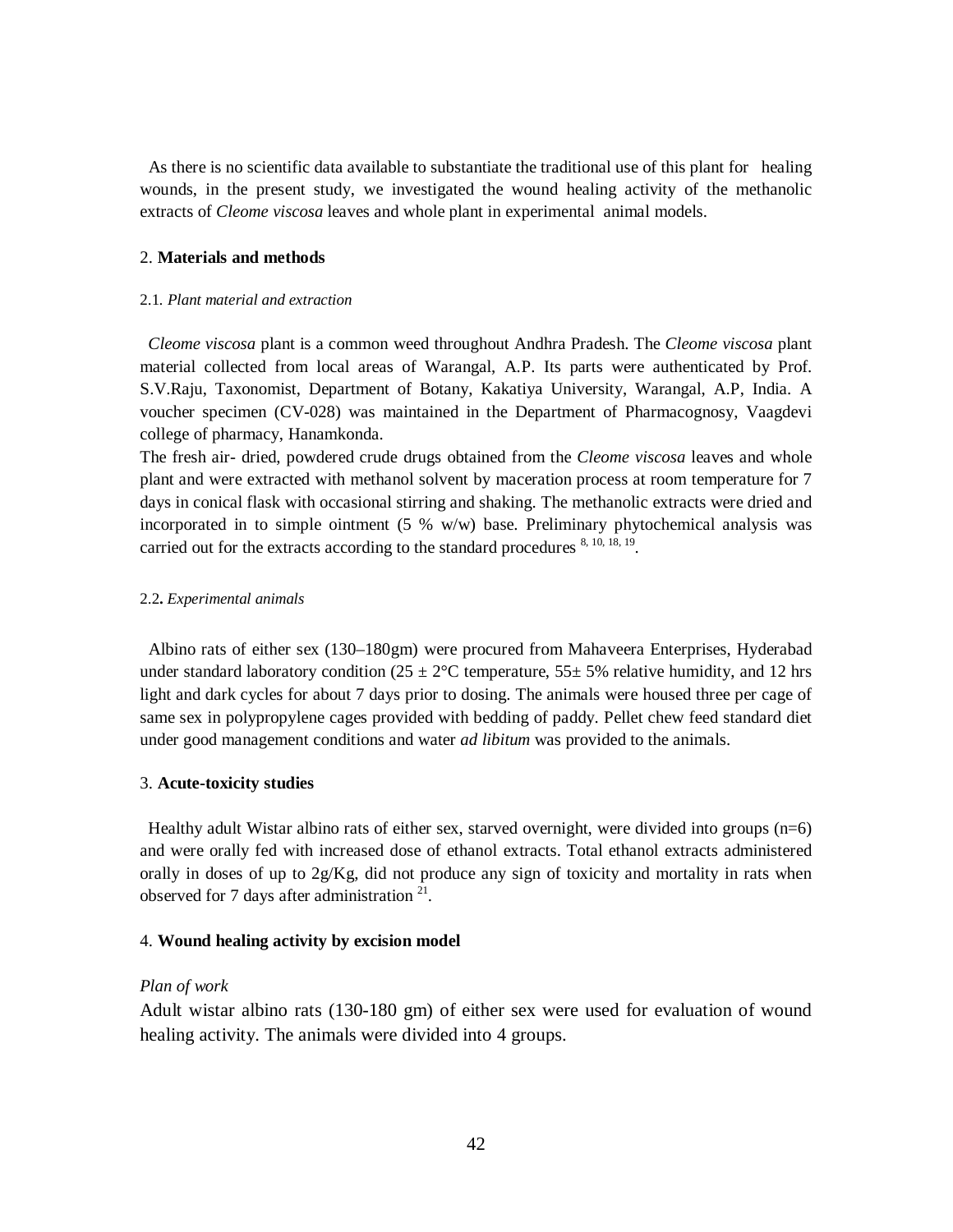As there is no scientific data available to substantiate the traditional use of this plant for healing wounds, in the present study, we investigated the wound healing activity of the methanolic extracts of *Cleome viscosa* leaves and whole plant in experimental animal models.

## 2. **Materials and methods**

### 2.1. *Plant material and extraction*

*Cleome viscosa* plant is a common weed throughout Andhra Pradesh. The *Cleome viscosa* plant material collected from local areas of Warangal, A.P. Its parts were authenticated by Prof. S.V.Raju, Taxonomist, Department of Botany, Kakatiya University, Warangal, A.P, India. A voucher specimen (CV-028) was maintained in the Department of Pharmacognosy, Vaagdevi college of pharmacy, Hanamkonda.

The fresh air- dried, powdered crude drugs obtained from the *Cleome viscosa* leaves and whole plant and were extracted with methanol solvent by maceration process at room temperature for 7 days in conical flask with occasional stirring and shaking. The methanolic extracts were dried and incorporated in to simple ointment (5 % w/w) base. Preliminary phytochemical analysis was carried out for the extracts according to the standard procedures [8, 10, 18, 19].

### 2.2**.** *Experimental animals*

Albino rats of either sex (130–180gm) were procured from Mahaveera Enterprises, Hyderabad under standard laboratory condition (25 ± 2°C temperature, 55± 5% relative humidity, and 12 hrs light and dark cycles for about 7 days prior to dosing. The animals were housed three per cage of same sex in polypropylene cages provided with bedding of paddy. Pellet chew feed standard diet under good management conditions and water *ad libitum* was provided to the animals.

## 3. **Acute-toxicity studies**

Healthy adult Wistar albino rats of either sex, starved overnight, were divided into groups (n=6) and were orally fed with increased dose of ethanol extracts. Total ethanol extracts administered orally in doses of up to 2g/Kg, did not produce any sign of toxicity and mortality in rats when observed for 7 days after administration [21].

## 4. **Wound healing activity by excision model**

*Plan of work*

Adult wistar albino rats (130-180 gm) of either sex were used for evaluation of wound healing activity. The animals were divided into 4 groups.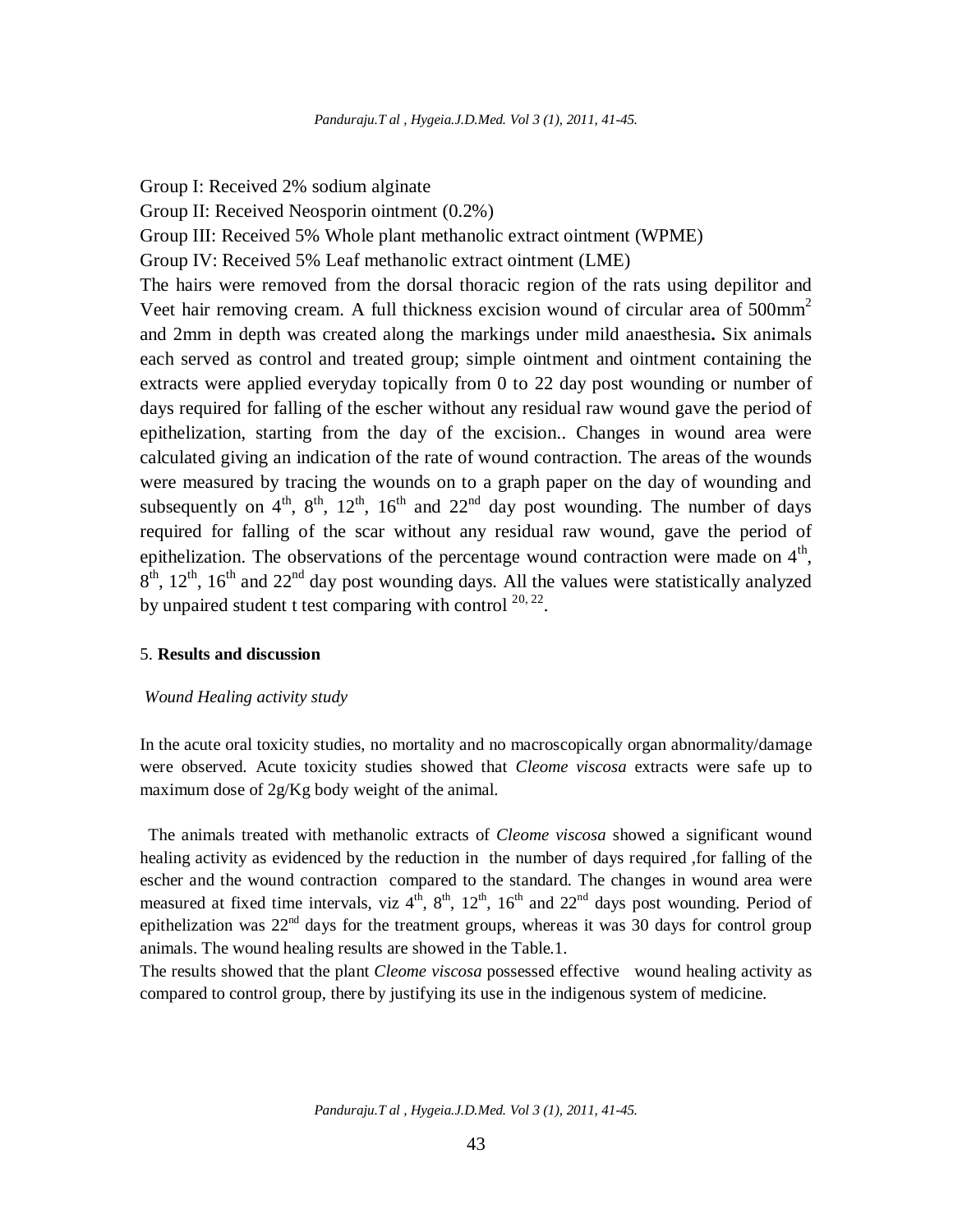Group I: Received 2% sodium alginate

Group II: Received Neosporin ointment (0.2%)

Group III: Received 5% Whole plant methanolic extract ointment (WPME)

Group IV: Received 5% Leaf methanolic extract ointment (LME)

The hairs were removed from the dorsal thoracic region of the rats using depilitor and Veet hair removing cream. A full thickness excision wound of circular area of 500mm$^2$ and 2mm in depth was created along the markings under mild anaesthesia**.** Six animals each served as control and treated group; simple ointment and ointment containing the extracts were applied everyday topically from 0 to 22 day post wounding or number of days required for falling of the escher without any residual raw wound gave the period of epithelization, starting from the day of the excision.. Changes in wound area were calculated giving an indication of the rate of wound contraction. The areas of the wounds were measured by tracing the wounds on to a graph paper on the day of wounding and subsequently on 4$^{th}$, 8$^{th}$, 12$^{th}$, 16$^{th}$ and 22$^{nd}$ day post wounding. The number of days required for falling of the scar without any residual raw wound, gave the period of epithelization. The observations of the percentage wound contraction were made on 4$^{th}$, 8$^{th}$, 12$^{th}$, 16$^{th}$ and 22$^{nd}$ day post wounding days. All the values were statistically analyzed by unpaired student t test comparing with control [20, 22].

## 5. **Results and discussion**

*Wound Healing activity study*

In the acute oral toxicity studies, no mortality and no macroscopically organ abnormality/damage were observed. Acute toxicity studies showed that *Cleome viscosa* extracts were safe up to maximum dose of 2g/Kg body weight of the animal.

The animals treated with methanolic extracts of *Cleome viscosa* showed a significant wound healing activity as evidenced by the reduction in the number of days required ,for falling of the escher and the wound contraction compared to the standard. The changes in wound area were measured at fixed time intervals, viz 4$^{th}$, 8$^{th}$, 12$^{th}$, 16$^{th}$ and 22$^{nd}$ days post wounding. Period of epithelization was 22$^{nd}$ days for the treatment groups, whereas it was 30 days for control group animals. The wound healing results are showed in the Table.1.

The results showed that the plant *Cleome viscosa* possessed effective wound healing activity as compared to control group, there by justifying its use in the indigenous system of medicine.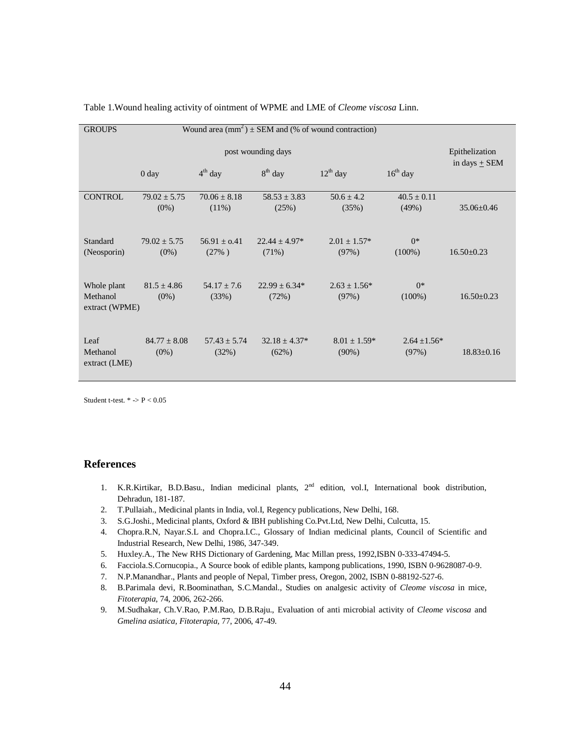Table 1.Wound healing activity of ointment of WPME and LME of *Cleome viscosa* Linn.

| GROUPS | Wound area ($mm^2$) ± SEM and (% of wound contraction) | | | | | |
|---|---|---|---|---|---|---|
| | post wounding days | | | | | Epithelization in days ± SEM |
| | 0 day | $4^{th}$ day | $8^{th}$ day | $12^{th}$ day | $16^{th}$ day | |
| CONTROL | 79.02 ± 5.75 (0%) | 70.06 ± 8.18 (11%) | 58.53 ± 3.83 (25%) | 50.6 ± 4.2 (35%) | 40.5 ± 0.11 (49%) | 35.06±0.46 |
| Standard (Neosporin) | 79.02 ± 5.75 (0%) | 56.91 ± o.41 (27% ) | 22.44 ± 4.97* (71%) | 2.01 ± 1.57* (97%) | 0* (100%) | 16.50±0.23 |
| Whole plant Methanol extract (WPME) | 81.5 ± 4.86 (0%) | 54.17 ± 7.6 (33%) | 22.99 ± 6.34* (72%) | 2.63 ± 1.56* (97%) | 0* (100%) | 16.50±0.23 |
| Leaf Methanol extract (LME) | 84.77 ± 8.08 (0%) | 57.43 ± 5.74 (32%) | 32.18 ± 4.37* (62%) | 8.01 ± 1.59* (90%) | 2.64 ±1.56* (97%) | 18.83±0.16 |

Student t-test. * -> $P < 0.05$

## References

1. K.R.Kirtikar, B.D.Basu., Indian medicinal plants, 2nd edition, vol.I, International book distribution, Dehradun, 181-187.
2. T.Pullaiah., Medicinal plants in India, vol.I, Regency publications, New Delhi, 168.
3. S.G.Joshi., Medicinal plants, Oxford & IBH publishing Co.Pvt.Ltd, New Delhi, Culcutta, 15.
4. Chopra.R.N, Nayar.S.L and Chopra.I.C., Glossary of Indian medicinal plants, Council of Scientific and Industrial Research, New Delhi, 1986, 347-349.
5. Huxley.A., The New RHS Dictionary of Gardening, Mac Millan press, 1992,ISBN 0-333-47494-5.
6. Facciola.S.Cornucopia., A Source book of edible plants, kampong publications, 1990, ISBN 0-9628087-0-9.
7. N.P.Manandhar., Plants and people of Nepal, Timber press, Oregon, 2002, ISBN 0-88192-527-6.
8. B.Parimala devi, R.Boominathan, S.C.Mandal., Studies on analgesic activity of *Cleome viscosa* in mice, *Fitoterapia*, 74, 2006, 262-266.
9. M.Sudhakar, Ch.V.Rao, P.M.Rao, D.B.Raju., Evaluation of anti microbial activity of *Cleome viscosa* and *Gmelina asiatica*, *Fitoterapia*, 77, 2006, 47-49.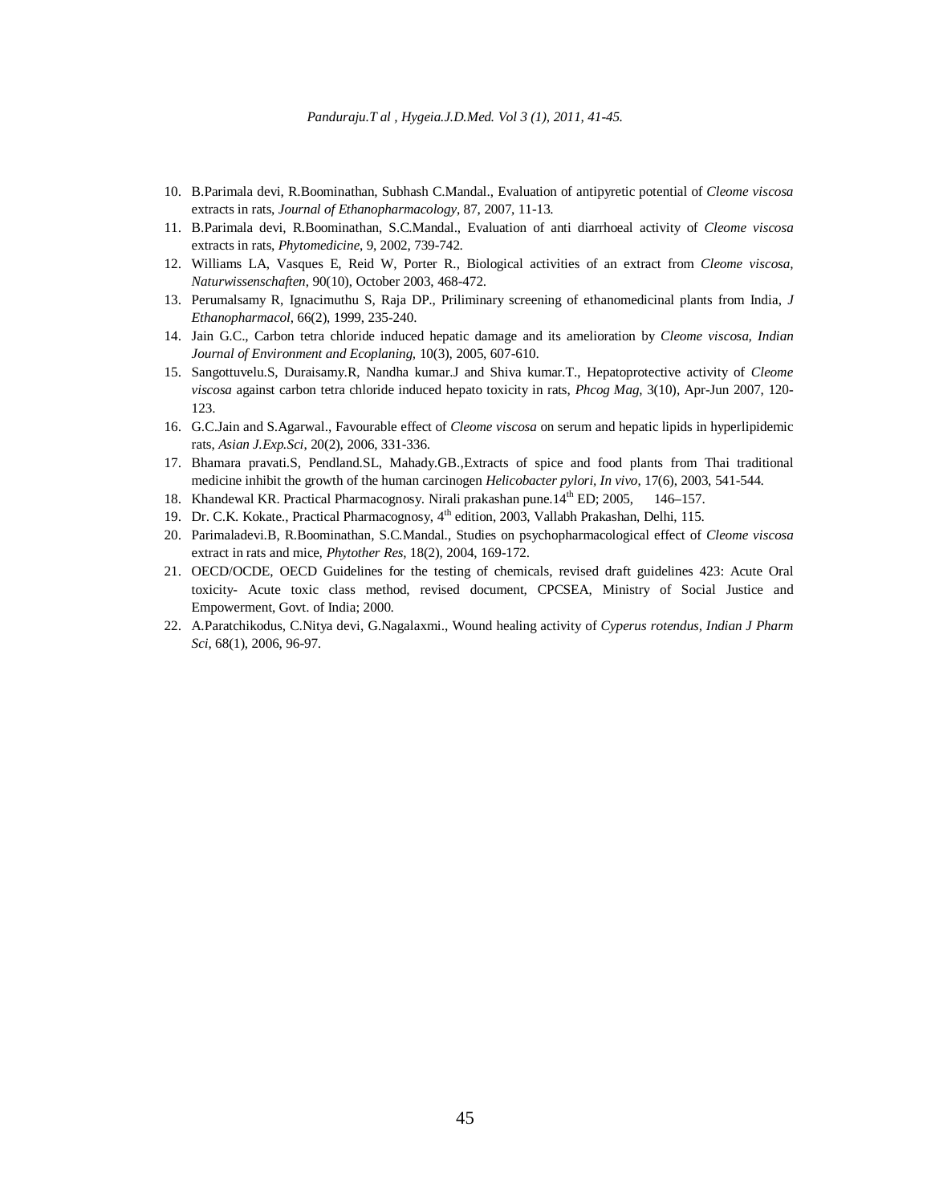10. B.Parimala devi, R.Boominathan, Subhash C.Mandal., Evaluation of antipyretic potential of *Cleome viscosa* extracts in rats, *Journal of Ethanopharmacology*, 87, 2007, 11-13.
11. B.Parimala devi, R.Boominathan, S.C.Mandal., Evaluation of anti diarrhoeal activity of *Cleome viscosa* extracts in rats, *Phytomedicine*, 9, 2002, 739-742.
12. Williams LA, Vasques E, Reid W, Porter R., Biological activities of an extract from *Cleome viscosa*, *Naturwissenschaften*, 90(10), October 2003, 468-472.
13. Perumalsamy R, Ignacimuthu S, Raja DP., Priliminary screening of ethanomedicinal plants from India, *J Ethanopharmacol*, 66(2), 1999, 235-240.
14. Jain G.C., Carbon tetra chloride induced hepatic damage and its amelioration by *Cleome viscosa, Indian Journal of Environment and Ecoplaning*, 10(3), 2005, 607-610.
15. Sangottuvelu.S, Duraisamy.R, Nandha kumar.J and Shiva kumar.T., Hepatoprotective activity of *Cleome viscosa* against carbon tetra chloride induced hepato toxicity in rats, *Phcog Mag*, 3(10), Apr-Jun 2007, 120-123.
16. G.C.Jain and S.Agarwal., Favourable effect of *Cleome viscosa* on serum and hepatic lipids in hyperlipidemic rats, *Asian J.Exp.Sci*, 20(2), 2006, 331-336.
17. Bhamara pravati.S, Pendland.SL, Mahady.GB.,Extracts of spice and food plants from Thai traditional medicine inhibit the growth of the human carcinogen *Helicobacter pylori, In vivo*, 17(6), 2003, 541-544.
18. Khandewal KR. Practical Pharmacognosy. Nirali prakashan pune.14th ED; 2005, 146–157.
19. Dr. C.K. Kokate., Practical Pharmacognosy, 4th edition, 2003, Vallabh Prakashan, Delhi, 115.
20. Parimaladevi.B, R.Boominathan, S.C.Mandal., Studies on psychopharmacological effect of *Cleome viscosa* extract in rats and mice, *Phytother Res*, 18(2), 2004, 169-172.
21. OECD/OCDE, OECD Guidelines for the testing of chemicals, revised draft guidelines 423: Acute Oral toxicity- Acute toxic class method, revised document, CPCSEA, Ministry of Social Justice and Empowerment, Govt. of India; 2000.
22. A.Paratchikodus, C.Nitya devi, G.Nagalaxmi., Wound healing activity of *Cyperus rotendus, Indian J Pharm Sci*, 68(1), 2006, 96-97.